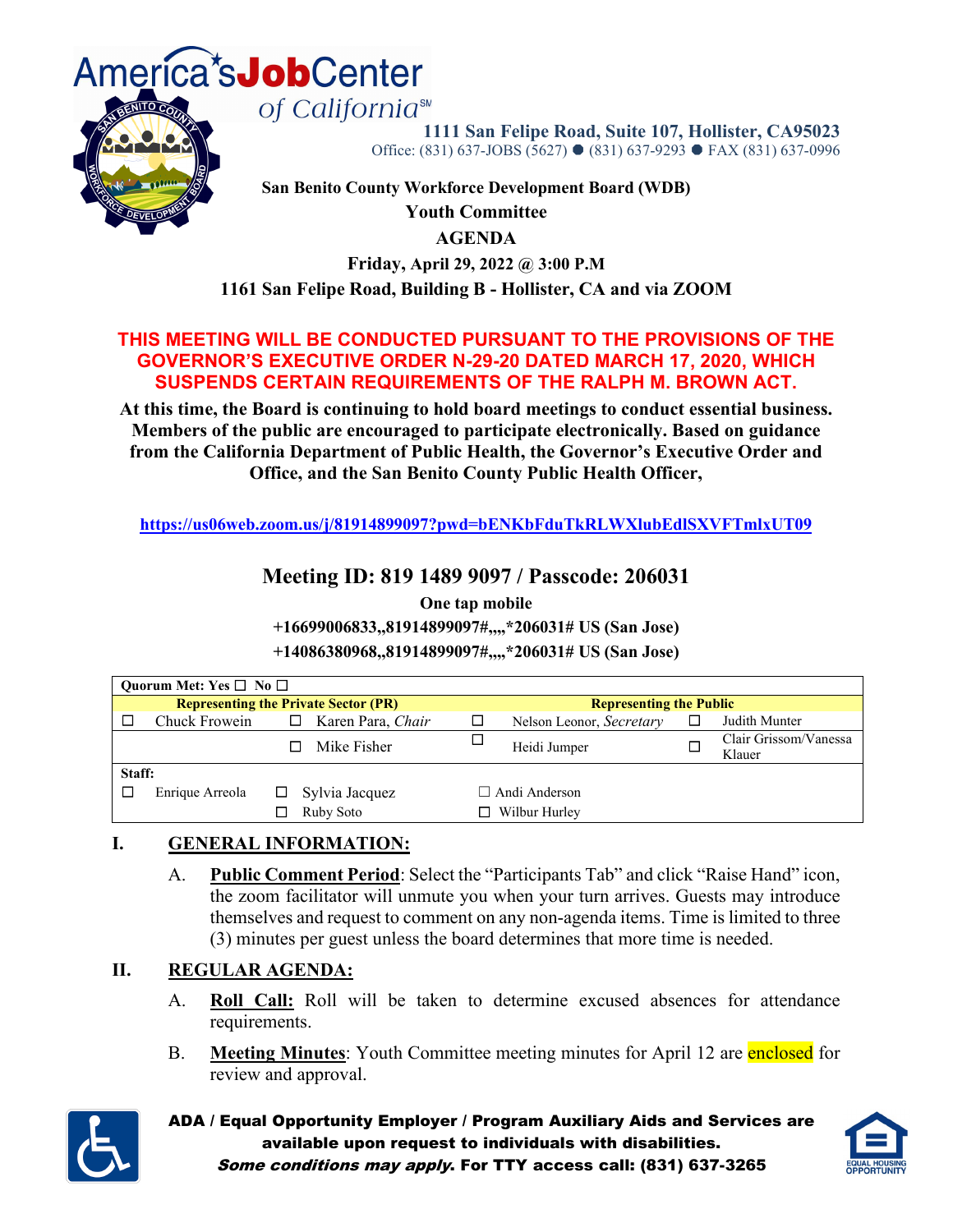America's**Job**Center of California℠

**1111 San Felipe Road, Suite 107, Hollister, CA95023**
Office: (831) 637-JOBS (5627) ● (831) 637-9293 ● FAX (831) 637-0996

**San Benito County Workforce Development Board (WDB)**
**Youth Committee**
**AGENDA**
**Friday, April 29, 2022 @ 3:00 P.M**
**1161 San Felipe Road, Building B - Hollister, CA and via ZOOM**

**THIS MEETING WILL BE CONDUCTED PURSUANT TO THE PROVISIONS OF THE GOVERNOR'S EXECUTIVE ORDER N-29-20 DATED MARCH 17, 2020, WHICH SUSPENDS CERTAIN REQUIREMENTS OF THE RALPH M. BROWN ACT.**

**At this time, the Board is continuing to hold board meetings to conduct essential business. Members of the public are encouraged to participate electronically. Based on guidance from the California Department of Public Health, the Governor's Executive Order and Office, and the San Benito County Public Health Officer,**

https://us06web.zoom.us/j/81914899097?pwd=bENKbFduTkRLWXlubEdlSXVFTmlxUT09

## Meeting ID: 819 1489 9097 / Passcode: 206031

**One tap mobile**
**+16699006833,,81914899097#,,,,*206031# US (San Jose)**
**+14086380968,,81914899097#,,,,*206031# US (San Jose)**

| **Quorum Met: Yes ☐ No ☐** | | | | | | | |
|---|---|---|---|---|---|---|---|
| **Representing the Private Sector (PR)** | | | | **Representing the Public** | | | |
| ☐ | Chuck Frowein | ☐ | Karen Para, *Chair* | ☐ | Nelson Leonor, *Secretary* | ☐ | Judith Munter |
| | | ☐ | Mike Fisher | ☐ | Heidi Jumper | ☐ | Clair Grissom/Vanessa Klauer |
| **Staff:** | | | | | | | |
| ☐ | Enrique Arreola | ☐ | Sylvia Jacquez | ☐ | Andi Anderson | | |
| | | ☐ | Ruby Soto | ☐ | Wilbur Hurley | | |

## I. GENERAL INFORMATION:

A. **Public Comment Period**: Select the "Participants Tab" and click "Raise Hand" icon, the zoom facilitator will unmute you when your turn arrives. Guests may introduce themselves and request to comment on any non-agenda items. Time is limited to three (3) minutes per guest unless the board determines that more time is needed.

## II. REGULAR AGENDA:

A. **Roll Call:** Roll will be taken to determine excused absences for attendance requirements.

B. **Meeting Minutes**: Youth Committee meeting minutes for April 12 are enclosed for review and approval.

**ADA / Equal Opportunity Employer / Program Auxiliary Aids and Services are available upon request to individuals with disabilities.**
***Some conditions may apply.* For TTY access call: (831) 637-3265**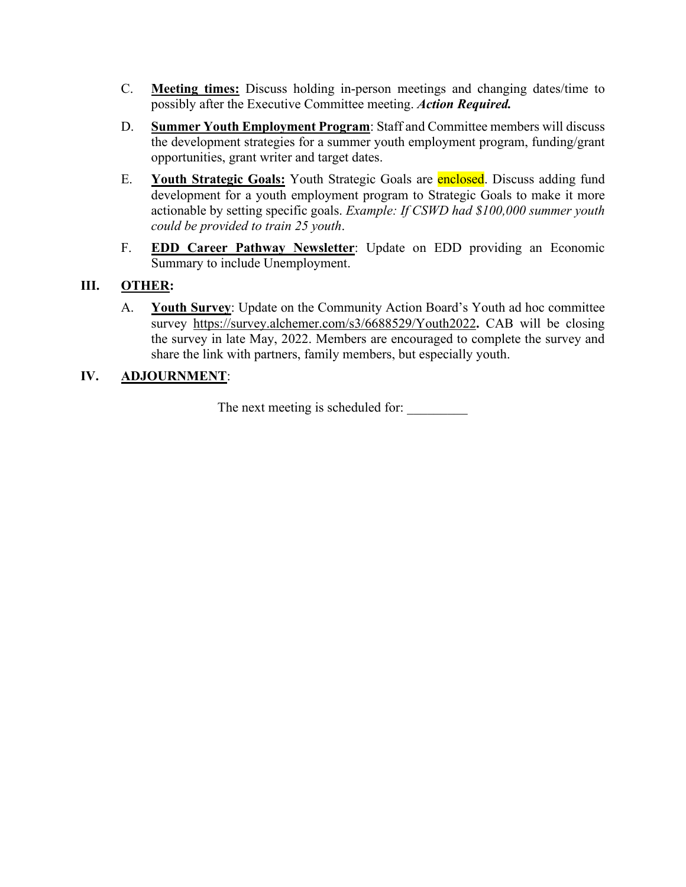C. **Meeting times:** Discuss holding in-person meetings and changing dates/time to possibly after the Executive Committee meeting. ***Action Required.***

D. **Summer Youth Employment Program**: Staff and Committee members will discuss the development strategies for a summer youth employment program, funding/grant opportunities, grant writer and target dates.

E. **Youth Strategic Goals:** Youth Strategic Goals are enclosed. Discuss adding fund development for a youth employment program to Strategic Goals to make it more actionable by setting specific goals. *Example: If CSWD had $100,000 summer youth could be provided to train 25 youth*.

F. **EDD Career Pathway Newsletter**: Update on EDD providing an Economic Summary to include Unemployment.

## III. OTHER:

A. **Youth Survey**: Update on the Community Action Board's Youth ad hoc committee survey https://survey.alchemer.com/s3/6688529/Youth2022**.** CAB will be closing the survey in late May, 2022. Members are encouraged to complete the survey and share the link with partners, family members, but especially youth.

## IV. ADJOURNMENT:

The next meeting is scheduled for: _________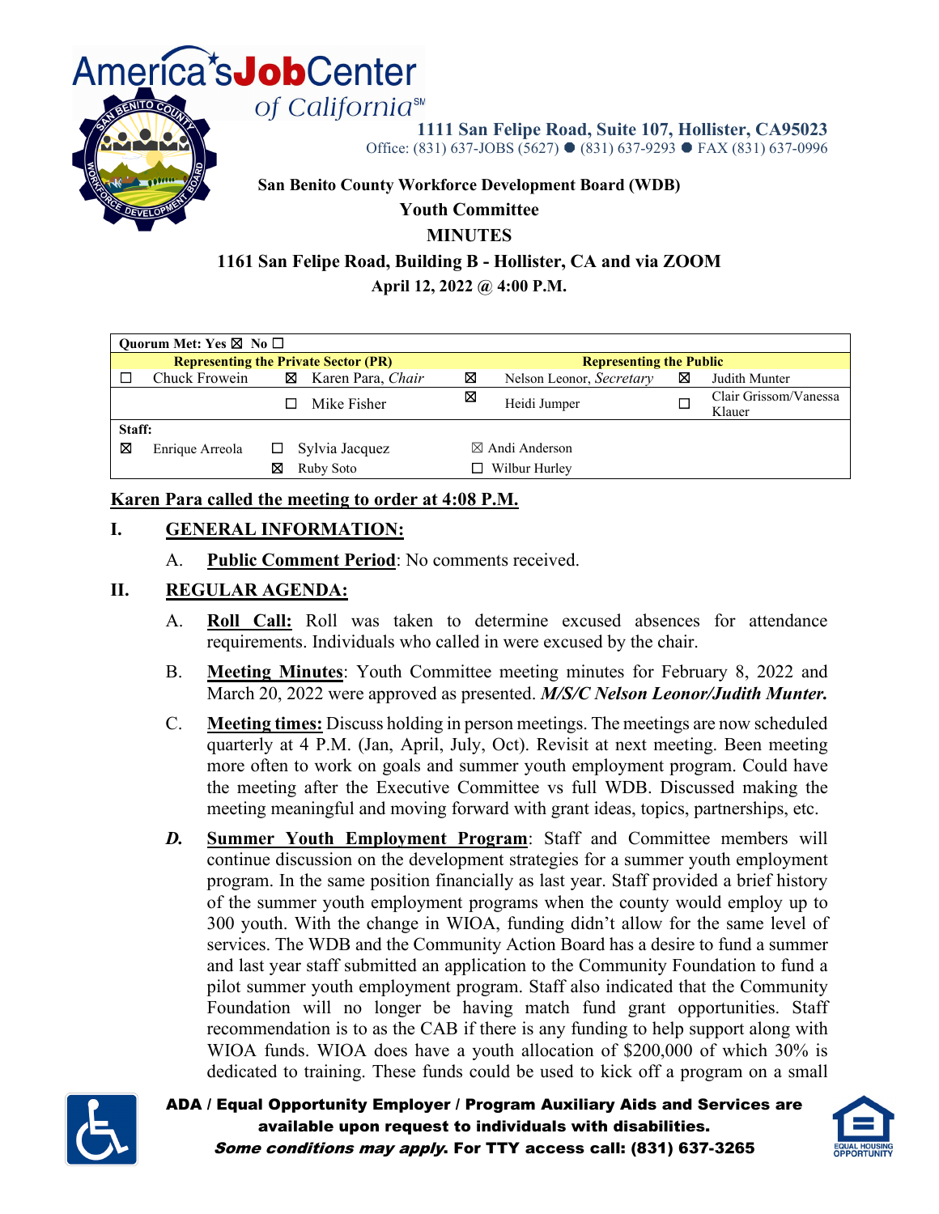America's**Job**Center of California℠

**1111 San Felipe Road, Suite 107, Hollister, CA95023**
Office: (831) 637-JOBS (5627) ● (831) 637-9293 ● FAX (831) 637-0996

**San Benito County Workforce Development Board (WDB)**
**Youth Committee**
**MINUTES**
**1161 San Felipe Road, Building B - Hollister, CA and via ZOOM**
**April 12, 2022 @ 4:00 P.M.**

| **Quorum Met: Yes ☒ No ☐** | | | | | | | |
|---|---|---|---|---|---|---|---|
| **Representing the Private Sector (PR)** | | | | **Representing the Public** | | | |
| ☐ | Chuck Frowein | ☒ | Karen Para, *Chair* | ☒ | Nelson Leonor, *Secretary* | ☒ | Judith Munter |
| | | ☐ | Mike Fisher | ☒ | Heidi Jumper | ☐ | Clair Grissom/Vanessa Klauer |
| **Staff:** | | | | | | | |
| ☒ | Enrique Arreola | ☐ | Sylvia Jacquez | ☒ | Andi Anderson | | |
| | | ☒ | Ruby Soto | ☐ | Wilbur Hurley | | |

**Karen Para called the meeting to order at 4:08 P.M.**

## I. GENERAL INFORMATION:

A. **Public Comment Period**: No comments received.

## II. REGULAR AGENDA:

A. **Roll Call:** Roll was taken to determine excused absences for attendance requirements. Individuals who called in were excused by the chair.

B. **Meeting Minutes**: Youth Committee meeting minutes for February 8, 2022 and March 20, 2022 were approved as presented. ***M/S/C Nelson Leonor/Judith Munter.***

C. **Meeting times:** Discuss holding in person meetings. The meetings are now scheduled quarterly at 4 P.M. (Jan, April, July, Oct). Revisit at next meeting. Been meeting more often to work on goals and summer youth employment program. Could have the meeting after the Executive Committee vs full WDB. Discussed making the meeting meaningful and moving forward with grant ideas, topics, partnerships, etc.

***D.*** **Summer Youth Employment Program**: Staff and Committee members will continue discussion on the development strategies for a summer youth employment program. In the same position financially as last year. Staff provided a brief history of the summer youth employment programs when the county would employ up to 300 youth. With the change in WIOA, funding didn't allow for the same level of services. The WDB and the Community Action Board has a desire to fund a summer and last year staff submitted an application to the Community Foundation to fund a pilot summer youth employment program. Staff also indicated that the Community Foundation will no longer be having match fund grant opportunities. Staff recommendation is to as the CAB if there is any funding to help support along with WIOA funds. WIOA does have a youth allocation of $200,000 of which 30% is dedicated to training. These funds could be used to kick off a program on a small

**ADA / Equal Opportunity Employer / Program Auxiliary Aids and Services are available upon request to individuals with disabilities.**
***Some conditions may apply.* For TTY access call: (831) 637-3265**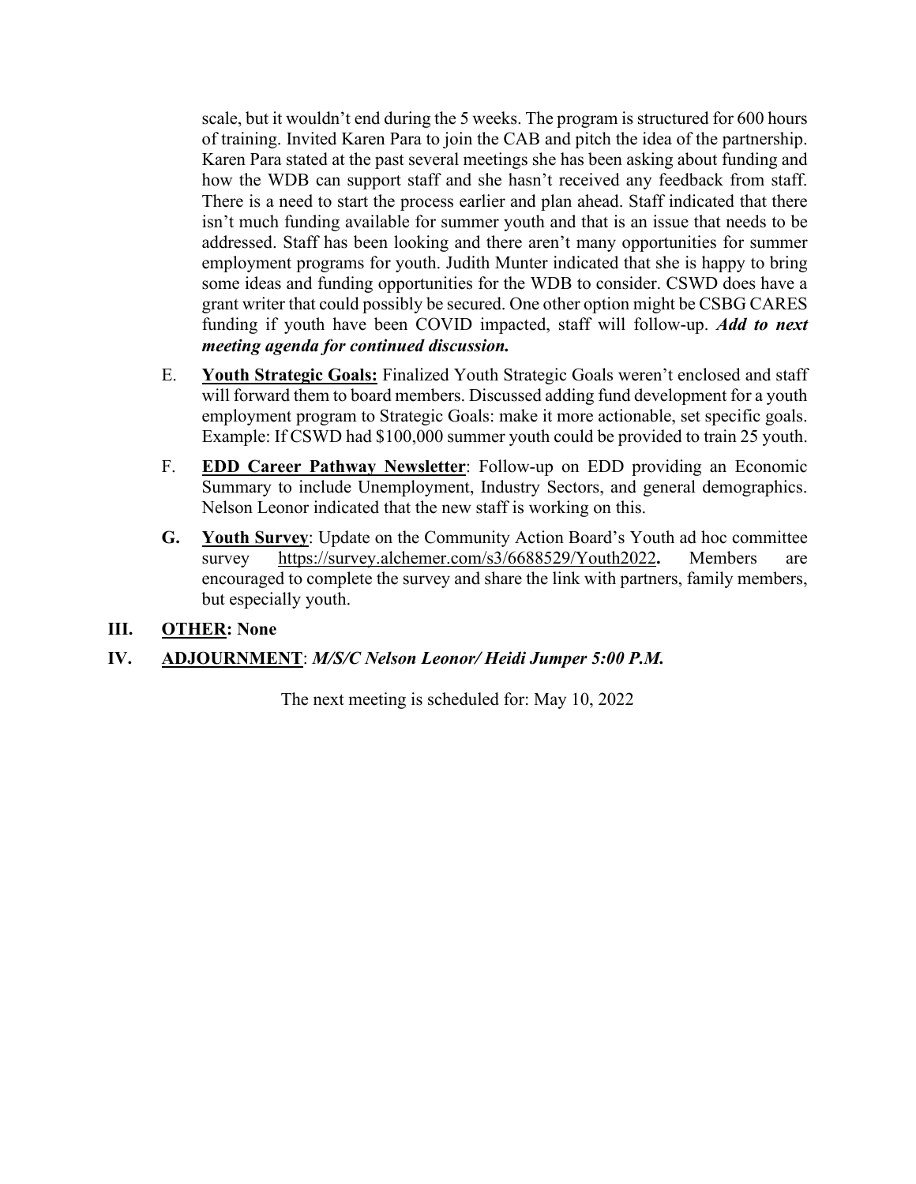scale, but it wouldn't end during the 5 weeks. The program is structured for 600 hours of training. Invited Karen Para to join the CAB and pitch the idea of the partnership. Karen Para stated at the past several meetings she has been asking about funding and how the WDB can support staff and she hasn't received any feedback from staff. There is a need to start the process earlier and plan ahead. Staff indicated that there isn't much funding available for summer youth and that is an issue that needs to be addressed. Staff has been looking and there aren't many opportunities for summer employment programs for youth. Judith Munter indicated that she is happy to bring some ideas and funding opportunities for the WDB to consider. CSWD does have a grant writer that could possibly be secured. One other option might be CSBG CARES funding if youth have been COVID impacted, staff will follow-up. ***Add to next meeting agenda for continued discussion.***

E. **Youth Strategic Goals:** Finalized Youth Strategic Goals weren't enclosed and staff will forward them to board members. Discussed adding fund development for a youth employment program to Strategic Goals: make it more actionable, set specific goals. Example: If CSWD had $100,000 summer youth could be provided to train 25 youth.

F. **EDD Career Pathway Newsletter**: Follow-up on EDD providing an Economic Summary to include Unemployment, Industry Sectors, and general demographics. Nelson Leonor indicated that the new staff is working on this.

**G.** **Youth Survey**: Update on the Community Action Board's Youth ad hoc committee survey https://survey.alchemer.com/s3/6688529/Youth2022**.** Members are encouraged to complete the survey and share the link with partners, family members, but especially youth.

**III. OTHER: None**

**IV. ADJOURNMENT**: ***M/S/C Nelson Leonor/ Heidi Jumper 5:00 P.M.***

The next meeting is scheduled for: May 10, 2022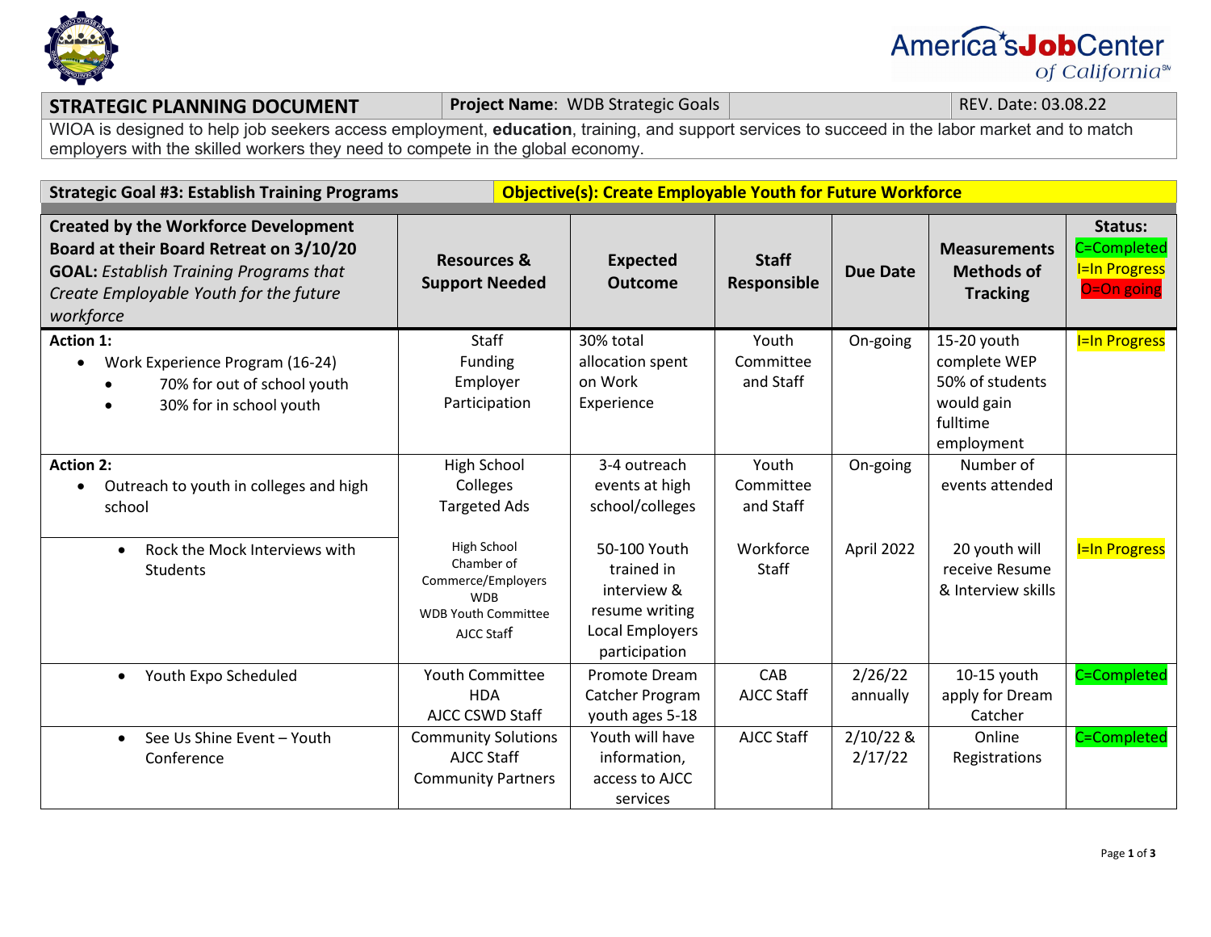| **STRATEGIC PLANNING DOCUMENT** | **Project Name**: WDB Strategic Goals | | REV. Date: 03.08.22 |
|---|---|---|---|

WIOA is designed to help job seekers access employment, **education**, training, and support services to succeed in the labor market and to match employers with the skilled workers they need to compete in the global economy.

| **Strategic Goal #3: Establish Training Programs** | **Objective(s): Create Employable Youth for Future Workforce** |
|---|---|

| **Created by the Workforce Development Board at their Board Retreat on 3/10/20** **GOAL:** *Establish Training Programs that Create Employable Youth for the future workforce* | **Resources & Support Needed** | **Expected Outcome** | **Staff Responsible** | **Due Date** | **Measurements Methods of Tracking** | **Status:** C=Completed I=In Progress O=On going |
|---|---|---|---|---|---|---|
| **Action 1:** • Work Experience Program (16-24) • 70% for out of school youth • 30% for in school youth | Staff Funding Employer Participation | 30% total allocation spent on Work Experience | Youth Committee and Staff | On-going | 15-20 youth complete WEP 50% of students would gain fulltime employment | I=In Progress |
| **Action 2:** • Outreach to youth in colleges and high school | High School Colleges Targeted Ads | 3-4 outreach events at high school/colleges | Youth Committee and Staff | On-going | Number of events attended | |
| • Rock the Mock Interviews with Students | High School Chamber of Commerce/Employers WDB WDB Youth Committee AJCC Staff | 50-100 Youth trained in interview & resume writing Local Employers participation | Workforce Staff | April 2022 | 20 youth will receive Resume & Interview skills | I=In Progress |
| • Youth Expo Scheduled | Youth Committee HDA AJCC CSWD Staff | Promote Dream Catcher Program youth ages 5-18 | CAB AJCC Staff | 2/26/22 annually | 10-15 youth apply for Dream Catcher | C=Completed |
| • See Us Shine Event – Youth Conference | Community Solutions AJCC Staff Community Partners | Youth will have information, access to AJCC services | AJCC Staff | 2/10/22 & 2/17/22 | Online Registrations | C=Completed |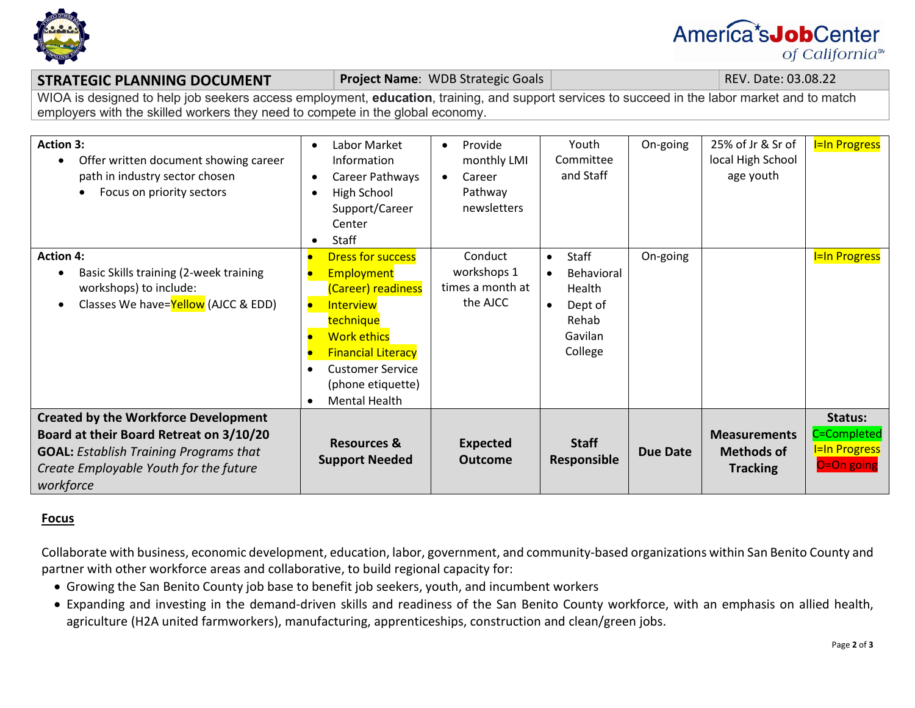| **STRATEGIC PLANNING DOCUMENT** | **Project Name:** WDB Strategic Goals | | REV. Date: 03.08.22 |
|---|---|---|---|

WIOA is designed to help job seekers access employment, **education**, training, and support services to succeed in the labor market and to match employers with the skilled workers they need to compete in the global economy.

| **Created by the Workforce Development Board at their Board Retreat on 3/10/20** **GOAL:** *Establish Training Programs that Create Employable Youth for the future workforce* | **Resources & Support Needed** | **Expected Outcome** | **Staff Responsible** | **Due Date** | **Measurements Methods of Tracking** | **Status:** C=Completed I=In Progress O=On going |
|---|---|---|---|---|---|---|
| **Action 3:** <br>• Offer written document showing career path in industry sector chosen <br>  • Focus on priority sectors | • Labor Market Information <br>• Career Pathways <br>• High School Support/Career Center <br>• Staff | • Provide monthly LMI <br>• Career Pathway newsletters | Youth Committee and Staff | On-going | 25% of Jr & Sr of local High School age youth | I=In Progress |
| **Action 4:** <br>• Basic Skills training (2-week training workshops) to include: <br>• Classes We have=Yellow (AJCC & EDD) | • Dress for success <br>• Employment (Career) readiness <br>• Interview technique <br>• Work ethics <br>• Financial Literacy <br>• Customer Service (phone etiquette) <br>• Mental Health | Conduct workshops 1 times a month at the AJCC | • Staff <br>• Behavioral Health <br>• Dept of Rehab Gavilan College | On-going | | I=In Progress |

## Focus

Collaborate with business, economic development, education, labor, government, and community-based organizations within San Benito County and partner with other workforce areas and collaborative, to build regional capacity for:

- Growing the San Benito County job base to benefit job seekers, youth, and incumbent workers
- Expanding and investing in the demand-driven skills and readiness of the San Benito County workforce, with an emphasis on allied health, agriculture (H2A united farmworkers), manufacturing, apprenticeships, construction and clean/green jobs.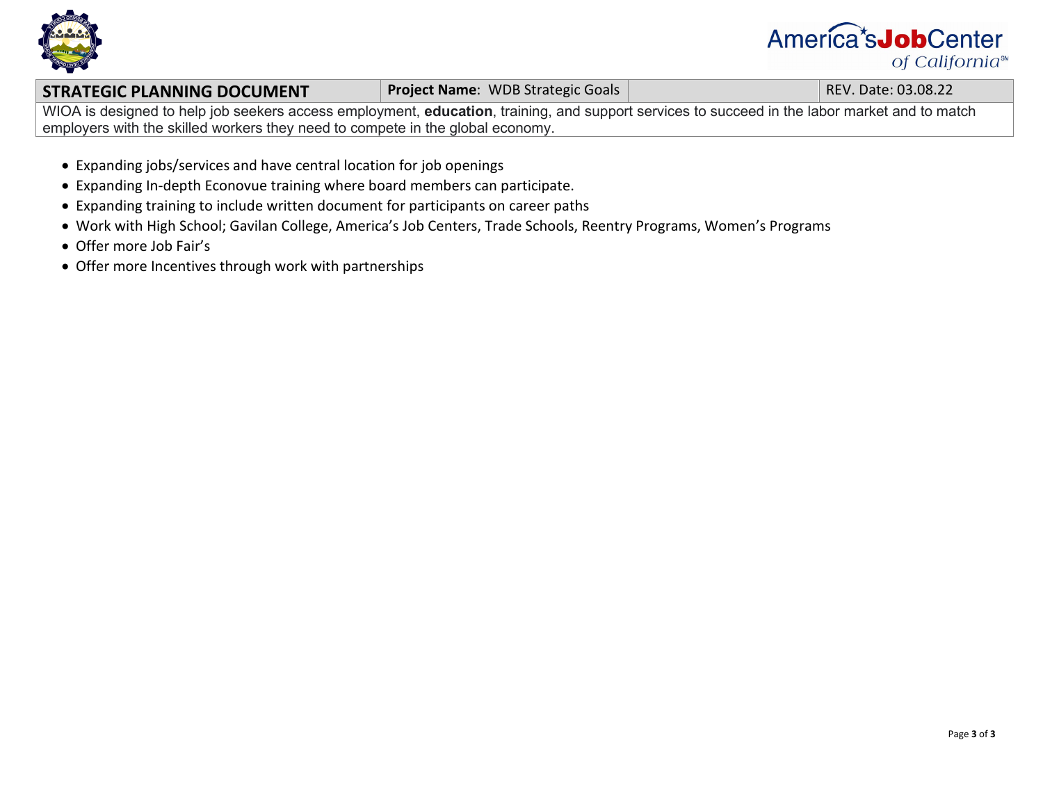| STRATEGIC PLANNING DOCUMENT | **Project Name**: WDB Strategic Goals | | REV. Date: 03.08.22 |
|---|---|---|---|
| WIOA is designed to help job seekers access employment, **education**, training, and support services to succeed in the labor market and to match employers with the skilled workers they need to compete in the global economy. | | | |

- Expanding jobs/services and have central location for job openings
- Expanding In-depth Econovue training where board members can participate.
- Expanding training to include written document for participants on career paths
- Work with High School; Gavilan College, America's Job Centers, Trade Schools, Reentry Programs, Women's Programs
- Offer more Job Fair's
- Offer more Incentives through work with partnerships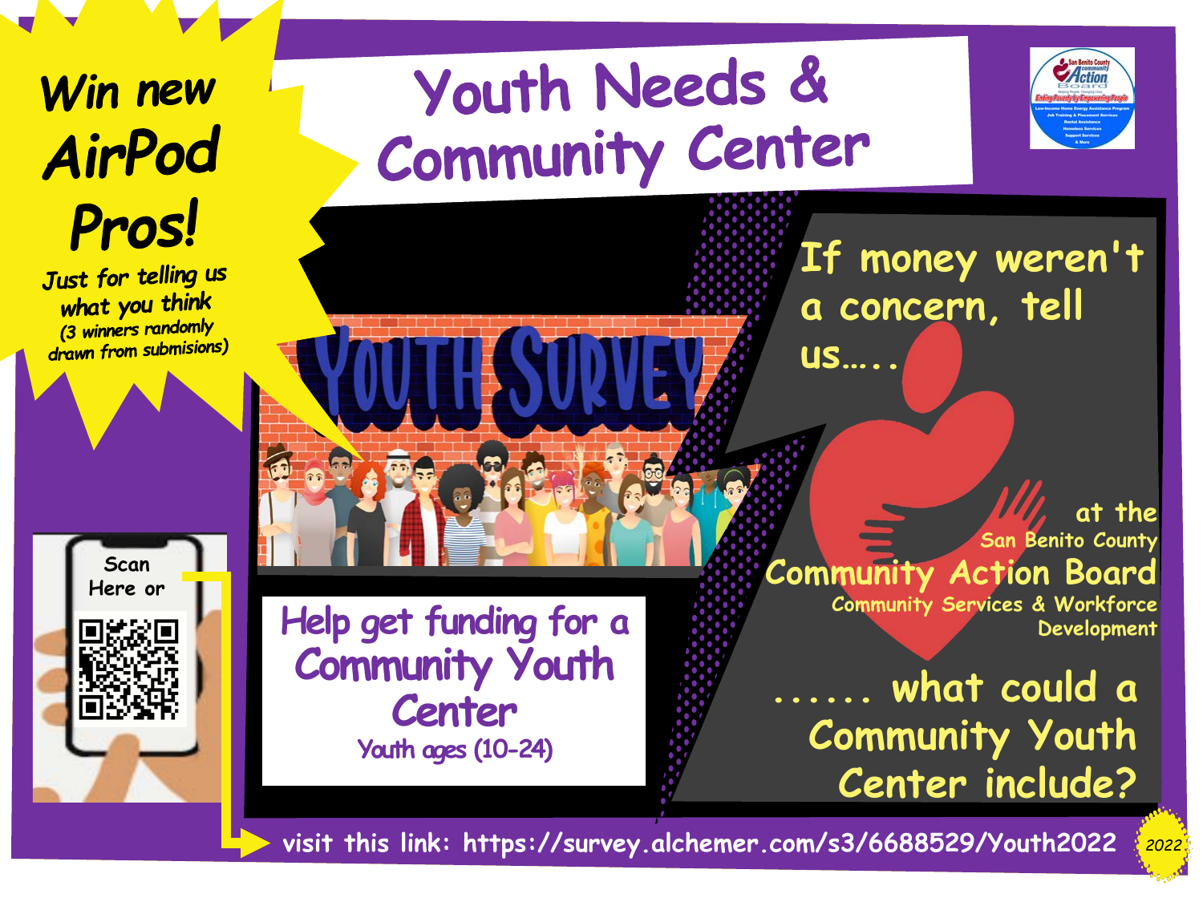# Youth Needs & Community Center

**Win new AirPod Pros!**

*Just for telling us what you think*
*(3 winners randomly drawn from submisions)*

YOUTH SURVEY

If money weren't a concern, tell us…..

at the San Benito County **Community Action Board** Community Services & Workforce Development

…… what could a Community Youth Center include?

## Help get funding for a Community Youth Center

Youth ages (10-24)

Scan Here or

visit this link: https://survey.alchemer.com/s3/6688529/Youth2022

2022